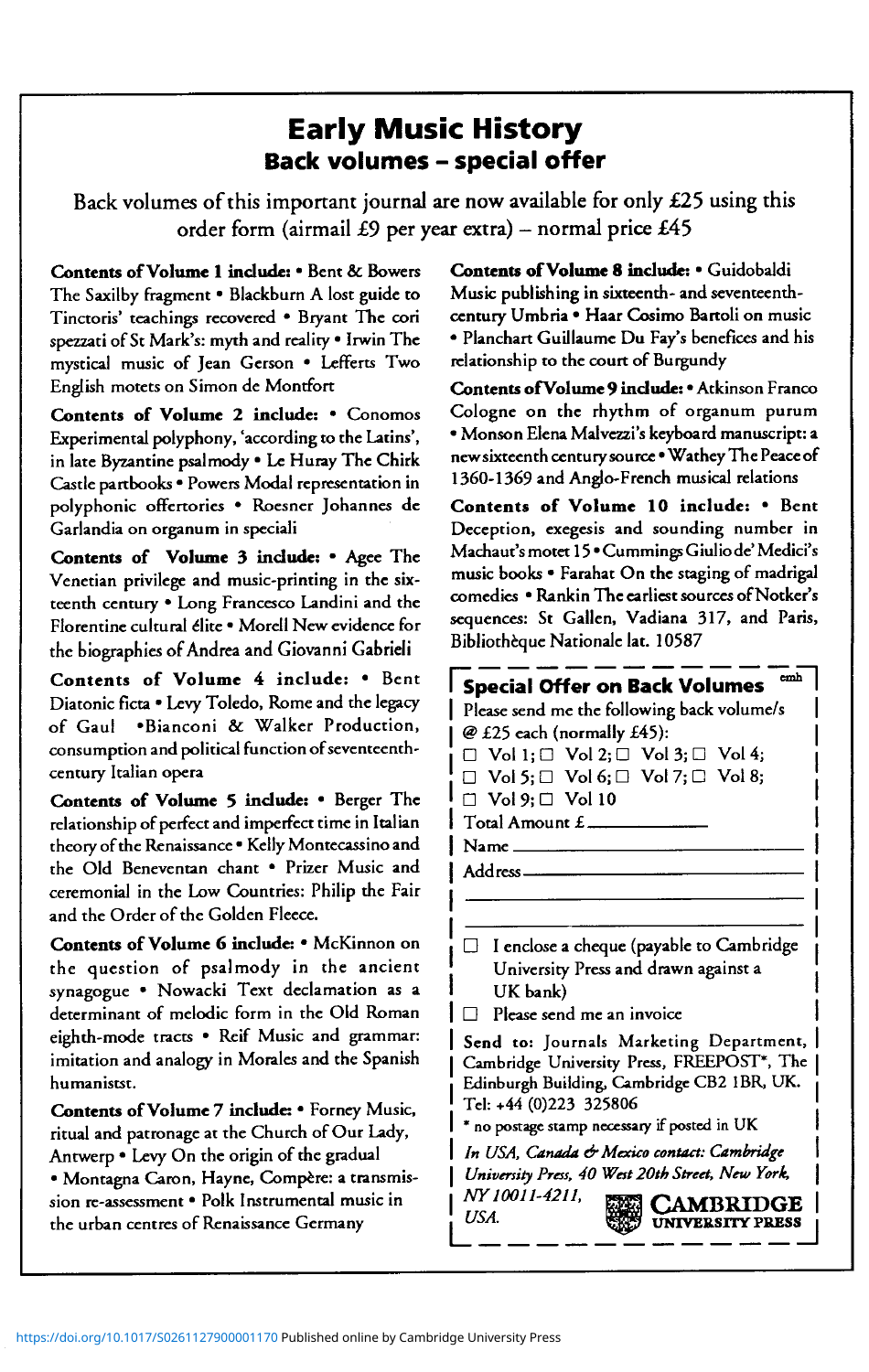# Early Music History

## Back volumes – special offer

Back volumes of this important journal are now available for only £25 using this order form (airmail £9 per year extra) – normal price £45

**Contents of Volume 1 include:** • Bent & Bowers The Saxilby fragment • Blackburn A lost guide to Tinctoris' teachings recovered • Bryant The cori spezzati of St Mark's: myth and reality • Irwin The mystical music of Jean Gerson • Lefferts Two English motets on Simon de Montfort

**Contents of Volume 2 include:** • Conomos Experimental polyphony, 'according to the Latins', in late Byzantine psalmody • Le Huray The Chirk Castle partbooks • Powers Modal representation in polyphonic offertories • Roesner Johannes de Garlandia on organum in speciali

**Contents of Volume 3 include:** • Agee The Venetian privilege and music-printing in the sixteenth century • Long Francesco Landini and the Florentine cultural élite • Morell New evidence for the biographies of Andrea and Giovanni Gabrieli

**Contents of Volume 4 include:** • Bent Diatonic ficta • Levy Toledo, Rome and the legacy of Gaul •Bianconi & Walker Production, consumption and political function of seventeenth-century Italian opera

**Contents of Volume 5 include:** • Berger The relationship of perfect and imperfect time in Italian theory of the Renaissance • Kelly Montecassino and the Old Beneventan chant • Prizer Music and ceremonial in the Low Countries: Philip the Fair and the Order of the Golden Fleece.

**Contents of Volume 6 include:** • McKinnon on the question of psalmody in the ancient synagogue • Nowacki Text declamation as a determinant of melodic form in the Old Roman eighth-mode tracts • Reif Music and grammar: imitation and analogy in Morales and the Spanish humaniststs.

**Contents of Volume 7 include:** • Forney Music, ritual and patronage at the Church of Our Lady, Antwerp • Levy On the origin of the gradual • Montagna Caron, Hayne, Compère: a transmission re-assessment • Polk Instrumental music in the urban centres of Renaissance Germany

**Contents of Volume 8 include:** • Guidobaldi Music publishing in sixteenth- and seventeenth-century Umbria • Haar Cosimo Bartoli on music • Planchart Guillaume Du Fay's benefices and his relationship to the court of Burgundy

**Contents of Volume 9 include:** • Atkinson Franco Cologne on the rhythm of organum purum • Monson Elena Malvezzi's keyboard manuscript: a new sixteenth century source • Wathey The Peace of 1360-1369 and Anglo-French musical relations

**Contents of Volume 10 include:** • Bent Deception, exegesis and sounding number in Machaut's motet 15 • Cummings Giulio de' Medici's music books • Farahat On the staging of madrigal comedies • Rankin The earliest sources of Notker's sequences: St Gallen, Vadiana 317, and Paris, Bibliothèque Nationale lat. 10587

---

### Special Offer on Back Volumes

emh

Please send me the following back volume/s @ £25 each (normally £45):

☐ Vol 1; ☐ Vol 2; ☐ Vol 3; ☐ Vol 4;
☐ Vol 5; ☐ Vol 6; ☐ Vol 7; ☐ Vol 8;
☐ Vol 9; ☐ Vol 10

Total Amount £ ____________

Name ____________

Address ____________

☐ I enclose a cheque (payable to Cambridge University Press and drawn against a UK bank)

☐ Please send me an invoice

**Send to:** Journals Marketing Department, Cambridge University Press, FREEPOST*, The Edinburgh Building, Cambridge CB2 1BR, UK. Tel: +44 (0)223 325806

\* no postage stamp necessary if posted in UK

*In USA, Canada & Mexico contact: Cambridge University Press, 40 West 20th Street, New York, NY 10011-4211, USA.*

**CAMBRIDGE UNIVERSITY PRESS**

---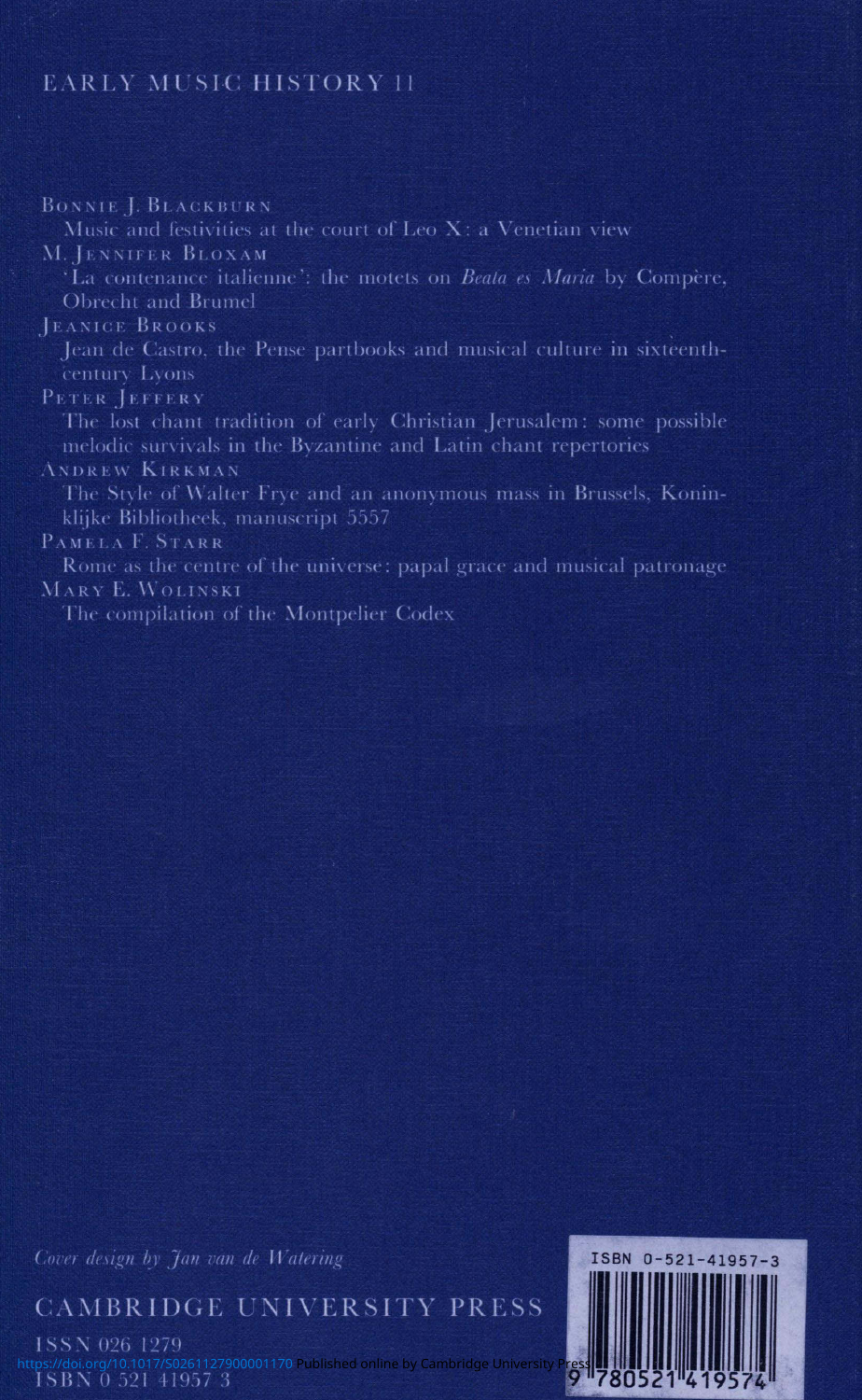# EARLY MUSIC HISTORY 11

BONNIE J. BLACKBURN
Music and festivities at the court of Leo X: a Venetian view

M. JENNIFER BLOXAM
'La contenance italienne': the motets on *Beata es Maria* by Compère, Obrecht and Brumel

JEANICE BROOKS
Jean de Castro, the Pense partbooks and musical culture in sixteenth-century Lyons

PETER JEFFERY
The lost chant tradition of early Christian Jerusalem: some possible melodic survivals in the Byzantine and Latin chant repertories

ANDREW KIRKMAN
The Style of Walter Frye and an anonymous mass in Brussels, Koninklijke Bibliotheek, manuscript 5557

PAMELA F. STARR
Rome as the centre of the universe: papal grace and musical patronage

MARY E. WOLINSKI
The compilation of the Montpelier Codex

*Cover design by Jan van de Watering*

CAMBRIDGE UNIVERSITY PRESS

ISSN 026 1279

ISBN 0 521 41957 3

ISBN 0-521-41957-3

9 780521 419574

https://doi.org/10.1017/S0261127900001170 Published online by Cambridge University Press